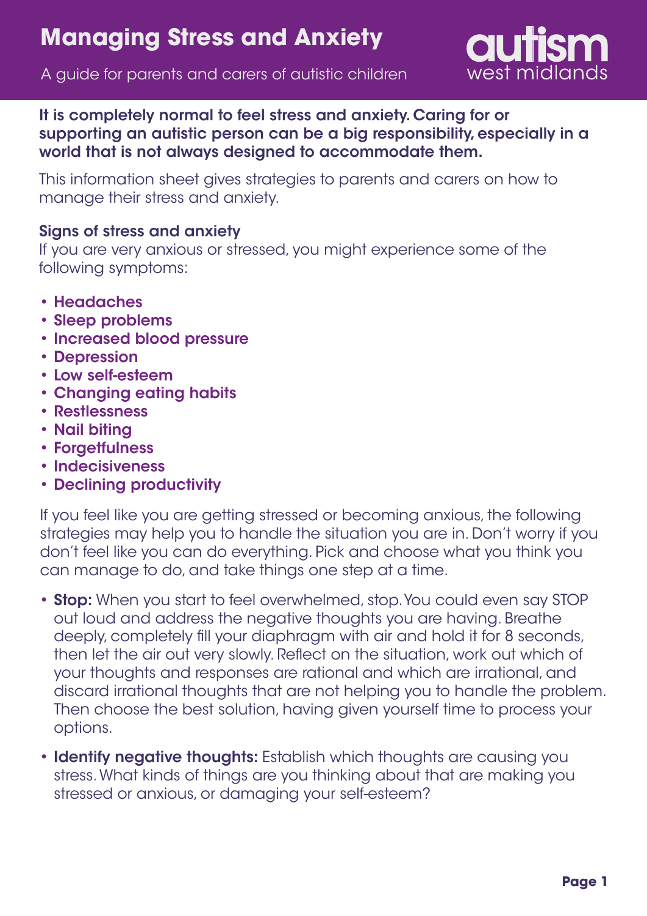# Managing Stress and Anxiety

A guide for parents and carers of autistic children

autism west midlands

**It is completely normal to feel stress and anxiety. Caring for or supporting an autistic person can be a big responsibility, especially in a world that is not always designed to accommodate them.**

This information sheet gives strategies to parents and carers on how to manage their stress and anxiety.

## Signs of stress and anxiety

If you are very anxious or stressed, you might experience some of the following symptoms:

- **Headaches**
- **Sleep problems**
- **Increased blood pressure**
- **Depression**
- **Low self-esteem**
- **Changing eating habits**
- **Restlessness**
- **Nail biting**
- **Forgetfulness**
- **Indecisiveness**
- **Declining productivity**

If you feel like you are getting stressed or becoming anxious, the following strategies may help you to handle the situation you are in. Don't worry if you don't feel like you can do everything. Pick and choose what you think you can manage to do, and take things one step at a time.

- **Stop:** When you start to feel overwhelmed, stop. You could even say STOP out loud and address the negative thoughts you are having. Breathe deeply, completely fill your diaphragm with air and hold it for 8 seconds, then let the air out very slowly. Reflect on the situation, work out which of your thoughts and responses are rational and which are irrational, and discard irrational thoughts that are not helping you to handle the problem. Then choose the best solution, having given yourself time to process your options.
- **Identify negative thoughts:** Establish which thoughts are causing you stress. What kinds of things are you thinking about that are making you stressed or anxious, or damaging your self-esteem?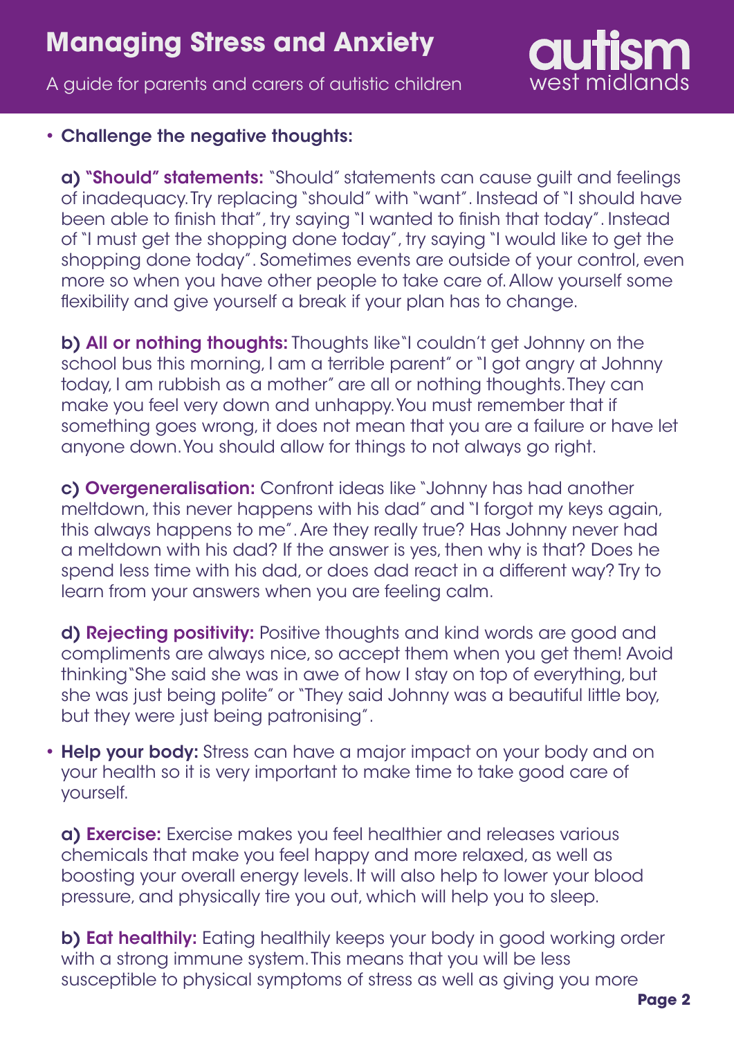- **Challenge the negative thoughts:**

  **a) "Should" statements:** "Should" statements can cause guilt and feelings of inadequacy. Try replacing "should" with "want". Instead of "I should have been able to finish that", try saying "I wanted to finish that today". Instead of "I must get the shopping done today", try saying "I would like to get the shopping done today". Sometimes events are outside of your control, even more so when you have other people to take care of. Allow yourself some flexibility and give yourself a break if your plan has to change.

  **b) All or nothing thoughts:** Thoughts like"I couldn't get Johnny on the school bus this morning, I am a terrible parent" or "I got angry at Johnny today, I am rubbish as a mother" are all or nothing thoughts. They can make you feel very down and unhappy. You must remember that if something goes wrong, it does not mean that you are a failure or have let anyone down. You should allow for things to not always go right.

  **c) Overgeneralisation:** Confront ideas like "Johnny has had another meltdown, this never happens with his dad" and "I forgot my keys again, this always happens to me". Are they really true? Has Johnny never had a meltdown with his dad? If the answer is yes, then why is that? Does he spend less time with his dad, or does dad react in a different way? Try to learn from your answers when you are feeling calm.

  **d) Rejecting positivity:** Positive thoughts and kind words are good and compliments are always nice, so accept them when you get them! Avoid thinking"She said she was in awe of how I stay on top of everything, but she was just being polite" or "They said Johnny was a beautiful little boy, but they were just being patronising".

- **Help your body:** Stress can have a major impact on your body and on your health so it is very important to make time to take good care of yourself.

  **a) Exercise:** Exercise makes you feel healthier and releases various chemicals that make you feel happy and more relaxed, as well as boosting your overall energy levels. It will also help to lower your blood pressure, and physically tire you out, which will help you to sleep.

  **b) Eat healthily:** Eating healthily keeps your body in good working order with a strong immune system. This means that you will be less susceptible to physical symptoms of stress as well as giving you more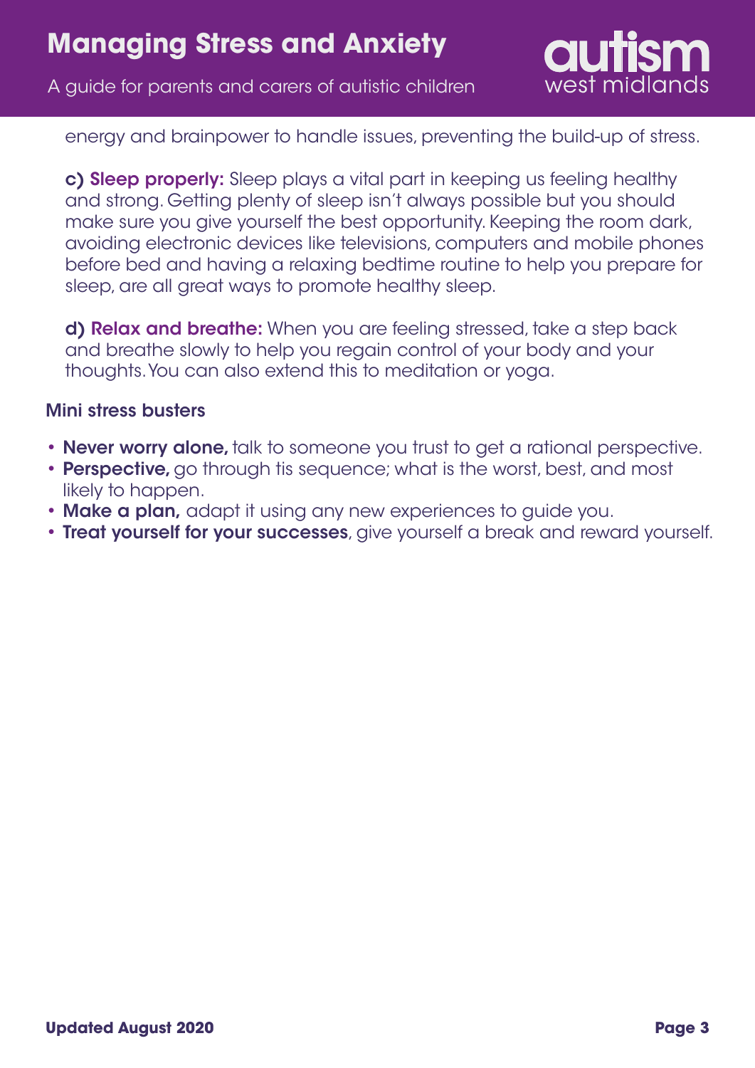energy and brainpower to handle issues, preventing the build-up of stress.

**c) Sleep properly:** Sleep plays a vital part in keeping us feeling healthy and strong. Getting plenty of sleep isn't always possible but you should make sure you give yourself the best opportunity. Keeping the room dark, avoiding electronic devices like televisions, computers and mobile phones before bed and having a relaxing bedtime routine to help you prepare for sleep, are all great ways to promote healthy sleep.

**d) Relax and breathe:** When you are feeling stressed, take a step back and breathe slowly to help you regain control of your body and your thoughts. You can also extend this to meditation or yoga.

### Mini stress busters

- **Never worry alone,** talk to someone you trust to get a rational perspective.
- **Perspective,** go through tis sequence; what is the worst, best, and most likely to happen.
- **Make a plan,** adapt it using any new experiences to guide you.
- **Treat yourself for your successes**, give yourself a break and reward yourself.

**Updated August 2020**